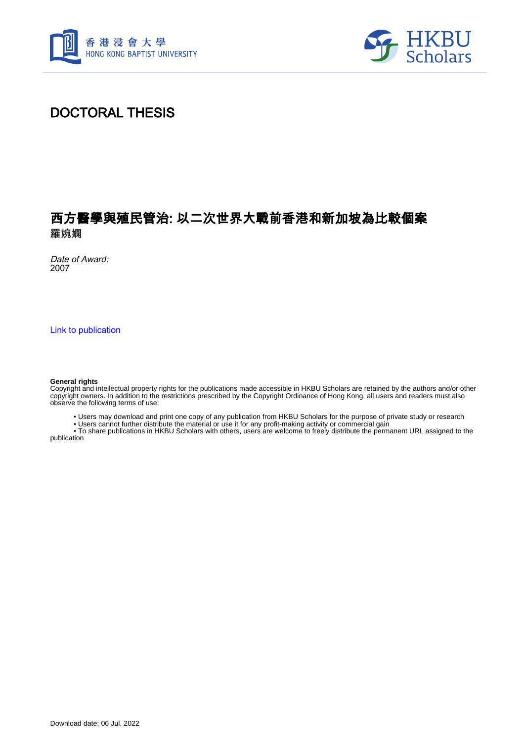# DOCTORAL THESIS

## 西方醫學與殖民管治: 以二次世界大戰前香港和新加坡為比較個案

**羅婉嫻**

*Date of Award:*
2007

Link to publication

**General rights**
Copyright and intellectual property rights for the publications made accessible in HKBU Scholars are retained by the authors and/or other copyright owners. In addition to the restrictions prescribed by the Copyright Ordinance of Hong Kong, all users and readers must also observe the following terms of use:

- Users may download and print one copy of any publication from HKBU Scholars for the purpose of private study or research
- Users cannot further distribute the material or use it for any profit-making activity or commercial gain
- To share publications in HKBU Scholars with others, users are welcome to freely distribute the permanent URL assigned to the publication

Download date: 06 Jul, 2022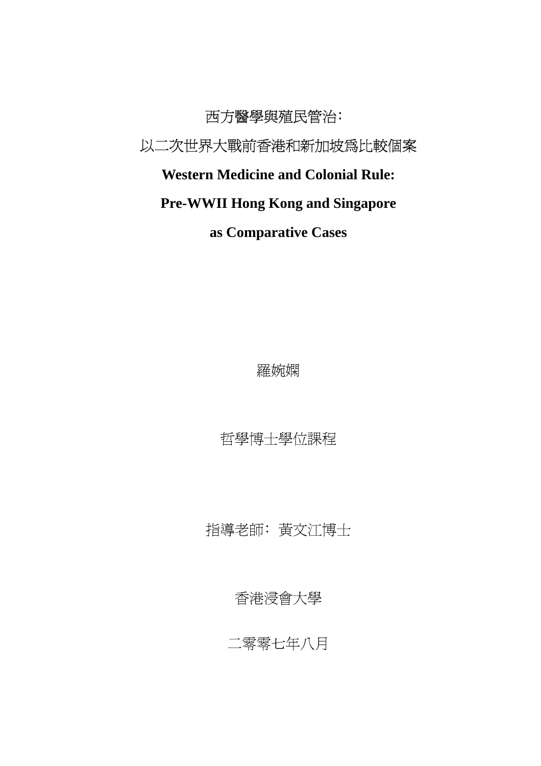# 西方醫學與殖民管治：

# 以二次世界大戰前香港和新加坡爲比較個案

# **Western Medicine and Colonial Rule:**

# **Pre-WWII Hong Kong and Singapore**

# **as Comparative Cases**

羅婉嫻

哲學博士學位課程

指導老師：黃文江博士

香港浸會大學

二零零七年八月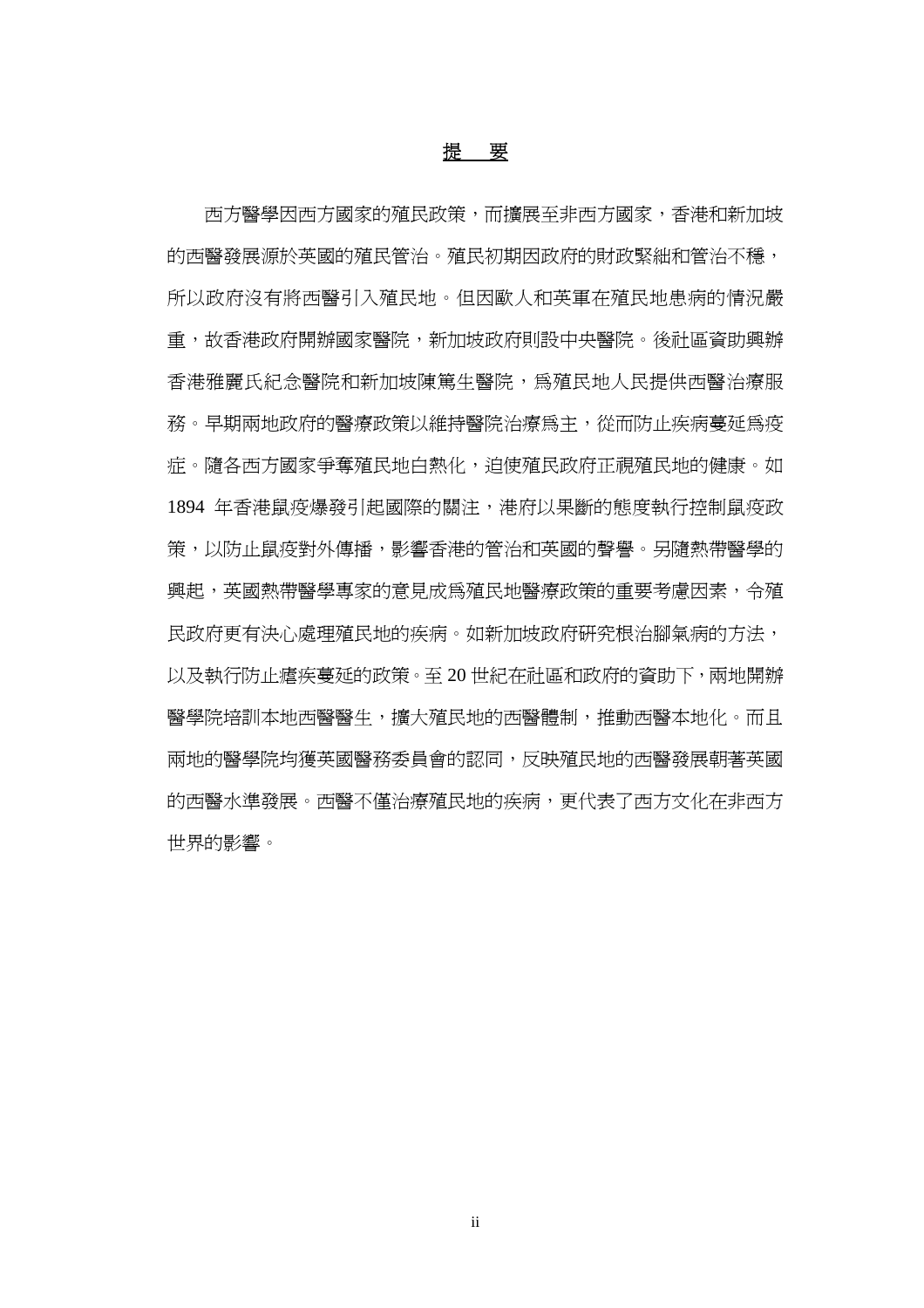# 提　要

西方醫學因西方國家的殖民政策，而擴展至非西方國家，香港和新加坡的西醫發展源於英國的殖民管治。殖民初期因政府的財政緊絀和管治不穩，所以政府沒有將西醫引入殖民地。但因歐人和英軍在殖民地患病的情況嚴重，故香港政府開辦國家醫院，新加坡政府則設中央醫院。後社區資助興辦香港雅麗氏紀念醫院和新加坡陳篤生醫院，爲殖民地人民提供西醫治療服務。早期兩地政府的醫療政策以維持醫院治療爲主，從而防止疾病蔓延爲疫症。隨各西方國家爭奪殖民地白熱化，迫使殖民政府正視殖民地的健康。如 1894 年香港鼠疫爆發引起國際的關注，港府以果斷的態度執行控制鼠疫政策，以防止鼠疫對外傳播，影響香港的管治和英國的聲譽。另隨熱帶醫學的興起，英國熱帶醫學專家的意見成爲殖民地醫療政策的重要考慮因素，令殖民政府更有決心處理殖民地的疾病。如新加坡政府研究根治腳氣病的方法，以及執行防止瘧疾蔓延的政策。至 20 世紀在社區和政府的資助下，兩地開辦醫學院培訓本地西醫醫生，擴大殖民地的西醫體制，推動西醫本地化。而且兩地的醫學院均獲英國醫務委員會的認同，反映殖民地的西醫發展朝著英國的西醫水準發展。西醫不僅治療殖民地的疾病，更代表了西方文化在非西方世界的影響。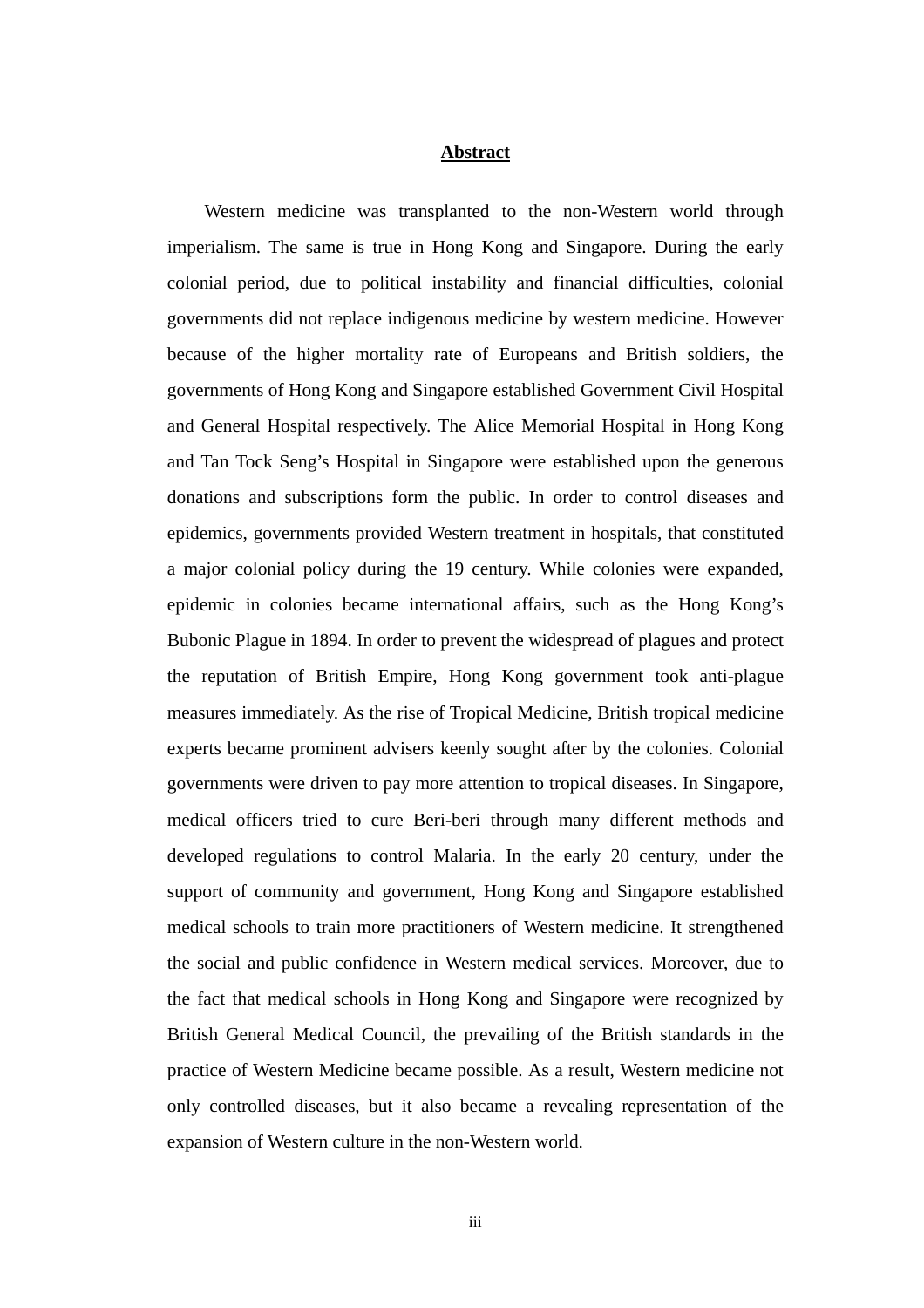# Abstract

Western medicine was transplanted to the non-Western world through imperialism. The same is true in Hong Kong and Singapore. During the early colonial period, due to political instability and financial difficulties, colonial governments did not replace indigenous medicine by western medicine. However because of the higher mortality rate of Europeans and British soldiers, the governments of Hong Kong and Singapore established Government Civil Hospital and General Hospital respectively. The Alice Memorial Hospital in Hong Kong and Tan Tock Seng's Hospital in Singapore were established upon the generous donations and subscriptions form the public. In order to control diseases and epidemics, governments provided Western treatment in hospitals, that constituted a major colonial policy during the 19 century. While colonies were expanded, epidemic in colonies became international affairs, such as the Hong Kong's Bubonic Plague in 1894. In order to prevent the widespread of plagues and protect the reputation of British Empire, Hong Kong government took anti-plague measures immediately. As the rise of Tropical Medicine, British tropical medicine experts became prominent advisers keenly sought after by the colonies. Colonial governments were driven to pay more attention to tropical diseases. In Singapore, medical officers tried to cure Beri-beri through many different methods and developed regulations to control Malaria. In the early 20 century, under the support of community and government, Hong Kong and Singapore established medical schools to train more practitioners of Western medicine. It strengthened the social and public confidence in Western medical services. Moreover, due to the fact that medical schools in Hong Kong and Singapore were recognized by British General Medical Council, the prevailing of the British standards in the practice of Western Medicine became possible. As a result, Western medicine not only controlled diseases, but it also became a revealing representation of the expansion of Western culture in the non-Western world.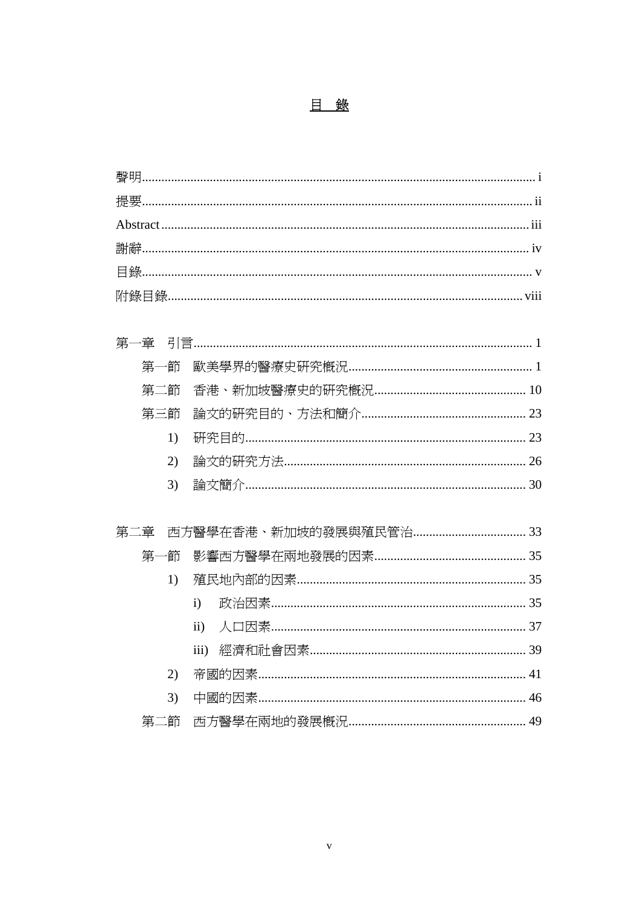# 目 錄

聲明 ............ i
提要 ............ ii
Abstract ............ iii
謝辭 ............ iv
目錄 ............ v
附錄目錄 ............ viii

第一章 引言 ............ 1
- 第一節 歐美學界的醫療史研究概況 ............ 1
- 第二節 香港、新加坡醫療史的研究概況 ............ 10
- 第三節 論文的研究目的、方法和簡介 ............ 23
  - 1) 研究目的 ............ 23
  - 2) 論文的研究方法 ............ 26
  - 3) 論文簡介 ............ 30

第二章 西方醫學在香港、新加坡的發展與殖民管治 ............ 33
- 第一節 影響西方醫學在兩地發展的因素 ............ 35
  - 1) 殖民地內部的因素 ............ 35
    - i) 政治因素 ............ 35
    - ii) 人口因素 ............ 37
    - iii) 經濟和社會因素 ............ 39
  - 2) 帝國的因素 ............ 41
  - 3) 中國的因素 ............ 46
- 第二節 西方醫學在兩地的發展概況 ............ 49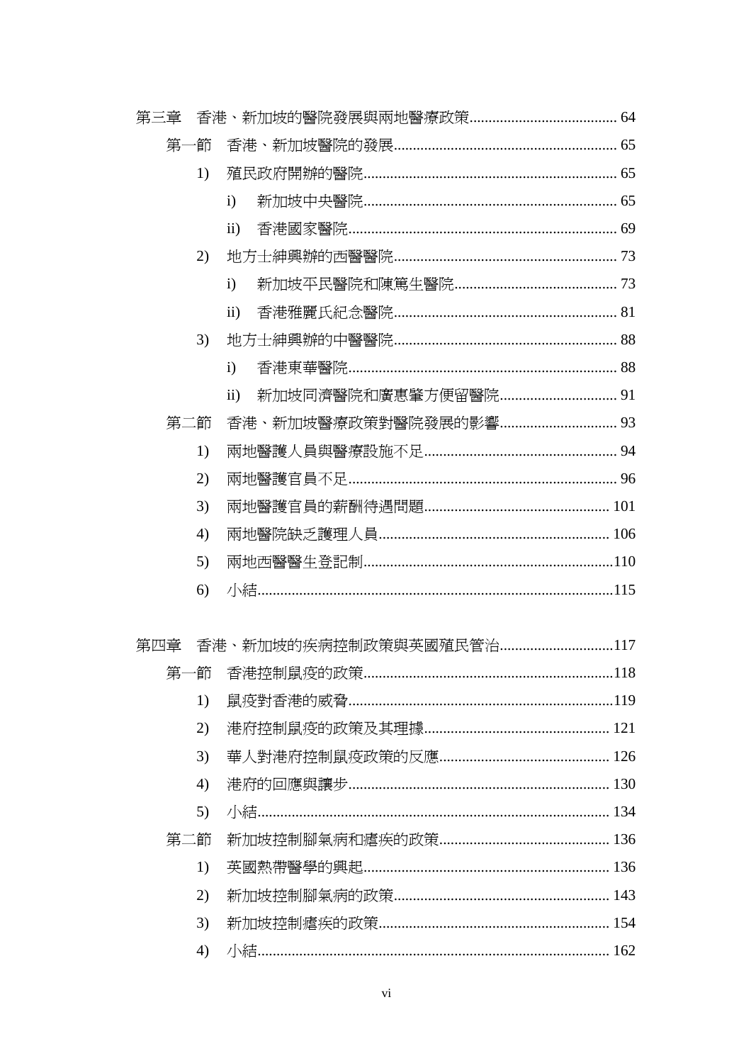第三章　香港、新加坡的醫院發展與兩地醫療政策 .................................... 64

第一節　香港、新加坡醫院的發展 ........................................................ 65

1) 殖民政府開辦的醫院 ........................................................................ 65

i) 新加坡中央醫院 ............................................................................ 65

ii) 香港國家醫院 ................................................................................ 69

2) 地方士紳興辦的西醫醫院 ................................................................ 73

i) 新加坡平民醫院和陳篤生醫院 .................................................... 73

ii) 香港雅麗氏紀念醫院 .................................................................... 81

3) 地方士紳興辦的中醫醫院 ................................................................ 88

i) 香港東華醫院 ................................................................................ 88

ii) 新加坡同濟醫院和廣惠肇方便留醫院 ........................................ 91

第二節　香港、新加坡醫療政策對醫院發展的影響 ............................ 93

1) 兩地醫護人員與醫療設施不足 ........................................................ 94

2) 兩地醫護官員不足 ............................................................................ 96

3) 兩地醫護官員的薪酬待遇問題 ...................................................... 101

4) 兩地醫院缺乏護理人員 .................................................................. 106

5) 兩地西醫醫生登記制 ...................................................................... 110

6) 小結 .................................................................................................. 115

第四章　香港、新加坡的疾病控制政策與英國殖民管治 ........................ 117

第一節　香港控制鼠疫的政策 .............................................................. 118

1) 鼠疫對香港的威脅 .......................................................................... 119

2) 港府控制鼠疫的政策及其理據 ...................................................... 121

3) 華人對港府控制鼠疫政策的反應 .................................................. 126

4) 港府的回應與讓步 .......................................................................... 130

5) 小結 .................................................................................................. 134

第二節　新加坡控制腳氣病和瘧疾的政策 .......................................... 136

1) 英國熱帶醫學的興起 ...................................................................... 136

2) 新加坡控制腳氣病的政策 .............................................................. 143

3) 新加坡控制瘧疾的政策 .................................................................. 154

4) 小結 .................................................................................................. 162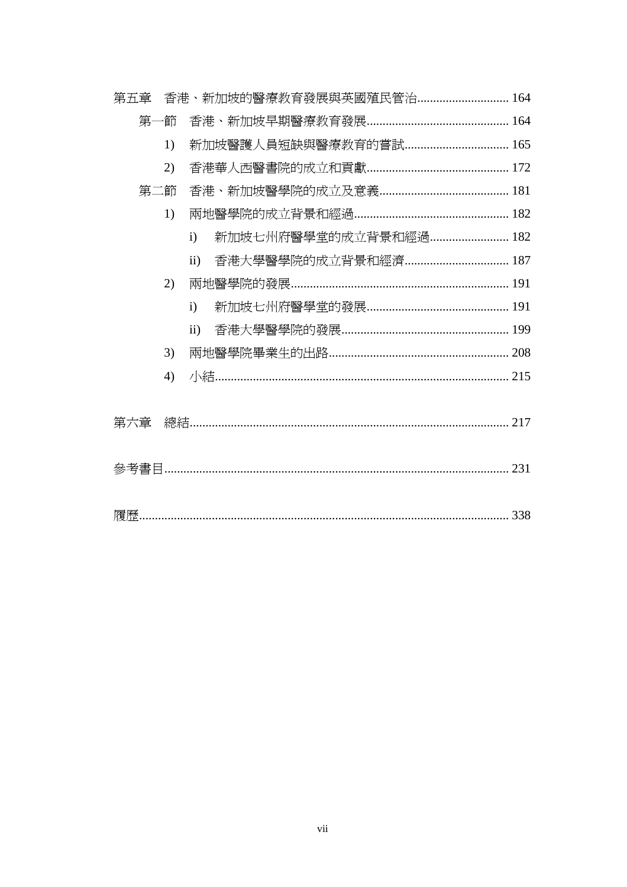第五章　香港、新加坡的醫療教育發展與英國殖民管治............................ 164

　第一節　香港、新加坡早期醫療教育發展............................................ 164

　　1)　新加坡醫護人員短缺與醫療教育的嘗試................................ 165

　　2)　香港華人西醫書院的成立和貢獻............................................ 172

　第二節　香港、新加坡醫學院的成立及意義........................................ 181

　　1)　兩地醫學院的成立背景和經過................................................ 182

　　　i)　新加坡七州府醫學堂的成立背景和經過........................ 182

　　　ii)　香港大學醫學院的成立背景和經濟................................ 187

　　2)　兩地醫學院的發展.................................................................... 191

　　　i)　新加坡七州府醫學堂的發展............................................ 191

　　　ii)　香港大學醫學院的發展.................................................... 199

　　3)　兩地醫學院畢業生的出路........................................................ 208

　　4)　小結............................................................................................ 215

第六章　總結.................................................................................................. 217

參考書目.......................................................................................................... 231

履歷.................................................................................................................. 338